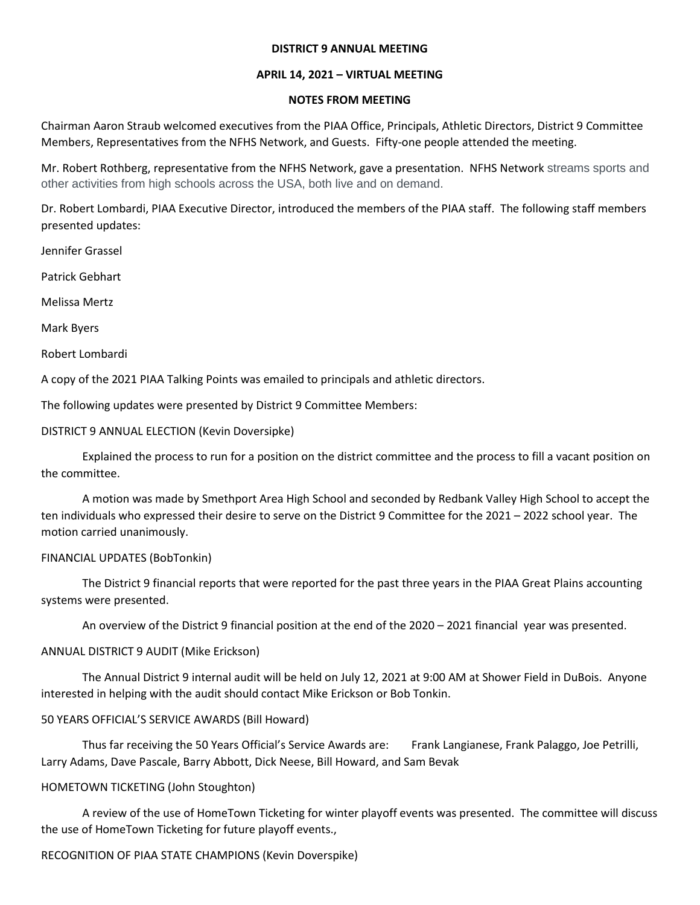**DISTRICT 9 ANNUAL MEETING**

**APRIL 14, 2021 – VIRTUAL MEETING**

**NOTES FROM MEETING**

Chairman Aaron Straub welcomed executives from the PIAA Office, Principals, Athletic Directors, District 9 Committee Members, Representatives from the NFHS Network, and Guests. Fifty-one people attended the meeting.

Mr. Robert Rothberg, representative from the NFHS Network, gave a presentation. NFHS Network streams sports and other activities from high schools across the USA, both live and on demand.

Dr. Robert Lombardi, PIAA Executive Director, introduced the members of the PIAA staff. The following staff members presented updates:

Jennifer Grassel

Patrick Gebhart

Melissa Mertz

Mark Byers

Robert Lombardi

A copy of the 2021 PIAA Talking Points was emailed to principals and athletic directors.

The following updates were presented by District 9 Committee Members:

DISTRICT 9 ANNUAL ELECTION (Kevin Doversipke)

Explained the process to run for a position on the district committee and the process to fill a vacant position on the committee.

A motion was made by Smethport Area High School and seconded by Redbank Valley High School to accept the ten individuals who expressed their desire to serve on the District 9 Committee for the 2021 – 2022 school year. The motion carried unanimously.

FINANCIAL UPDATES (BobTonkin)

The District 9 financial reports that were reported for the past three years in the PIAA Great Plains accounting systems were presented.

An overview of the District 9 financial position at the end of the 2020 – 2021 financial year was presented.

ANNUAL DISTRICT 9 AUDIT (Mike Erickson)

The Annual District 9 internal audit will be held on July 12, 2021 at 9:00 AM at Shower Field in DuBois. Anyone interested in helping with the audit should contact Mike Erickson or Bob Tonkin.

50 YEARS OFFICIAL'S SERVICE AWARDS (Bill Howard)

Thus far receiving the 50 Years Official's Service Awards are: Frank Langianese, Frank Palaggo, Joe Petrilli, Larry Adams, Dave Pascale, Barry Abbott, Dick Neese, Bill Howard, and Sam Bevak

HOMETOWN TICKETING (John Stoughton)

A review of the use of HomeTown Ticketing for winter playoff events was presented. The committee will discuss the use of HomeTown Ticketing for future playoff events.,

RECOGNITION OF PIAA STATE CHAMPIONS (Kevin Doverspike)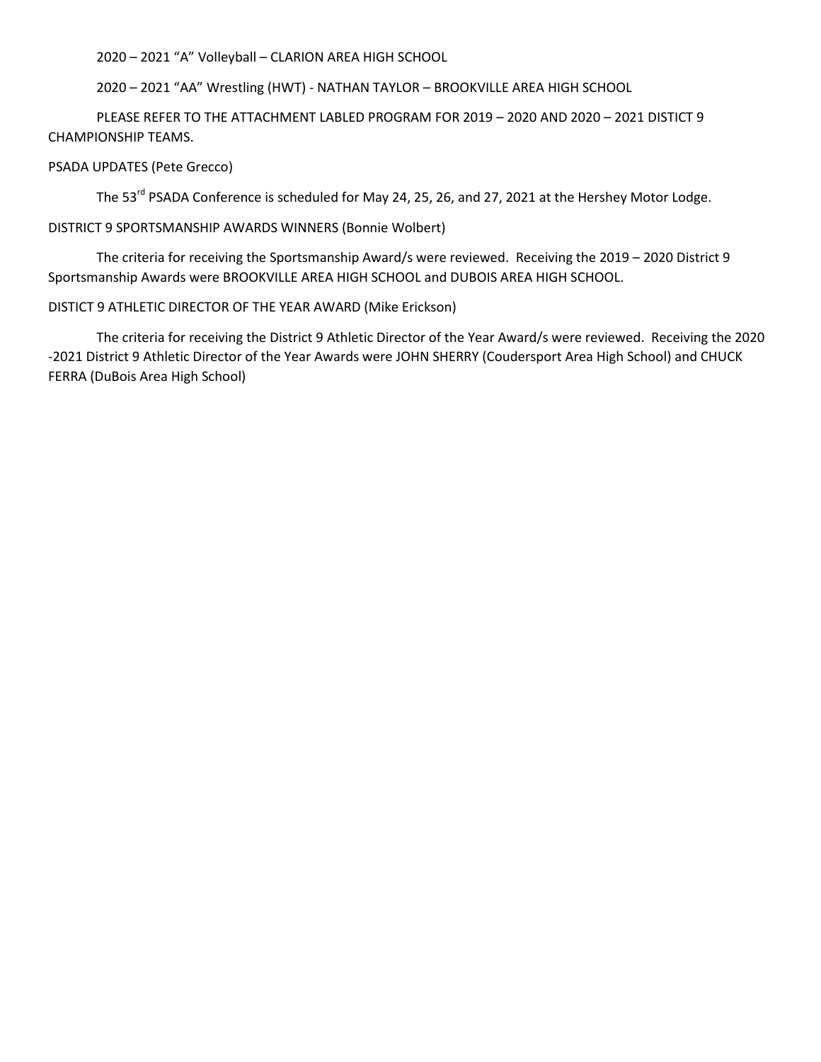2020 – 2021 “A” Volleyball – CLARION AREA HIGH SCHOOL

2020 – 2021 “AA” Wrestling (HWT) - NATHAN TAYLOR – BROOKVILLE AREA HIGH SCHOOL

PLEASE REFER TO THE ATTACHMENT LABLED PROGRAM FOR 2019 – 2020 AND 2020 – 2021 DISTICT 9 CHAMPIONSHIP TEAMS.

PSADA UPDATES (Pete Grecco)

The 53rd PSADA Conference is scheduled for May 24, 25, 26, and 27, 2021 at the Hershey Motor Lodge.

DISTRICT 9 SPORTSMANSHIP AWARDS WINNERS (Bonnie Wolbert)

The criteria for receiving the Sportsmanship Award/s were reviewed. Receiving the 2019 – 2020 District 9 Sportsmanship Awards were BROOKVILLE AREA HIGH SCHOOL and DUBOIS AREA HIGH SCHOOL.

DISTICT 9 ATHLETIC DIRECTOR OF THE YEAR AWARD (Mike Erickson)

The criteria for receiving the District 9 Athletic Director of the Year Award/s were reviewed. Receiving the 2020 -2021 District 9 Athletic Director of the Year Awards were JOHN SHERRY (Coudersport Area High School) and CHUCK FERRA (DuBois Area High School)